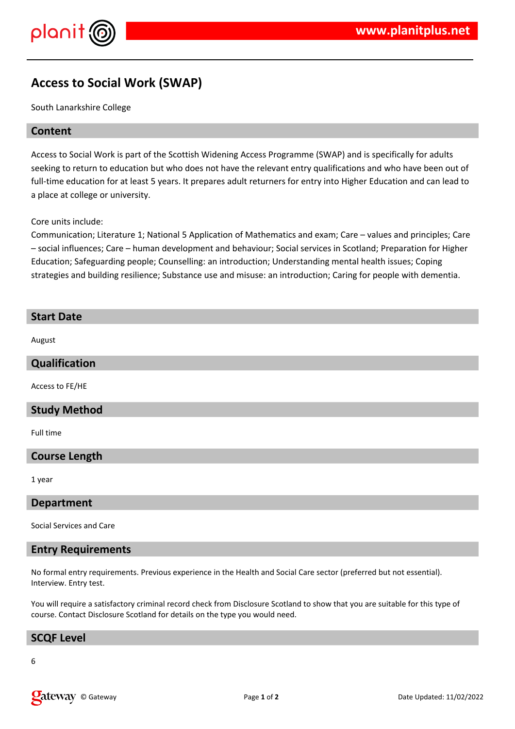# Access to Social Work (SWAP)

South Lanarkshire College

## Content

Access to Social Work is part of the Scottish Widening Access Programme (SWAP) and is specifically for adults seeking to return to education but who does not have the relevant entry qualifications and who have been out of full-time education for at least 5 years. It prepares adult returners for entry into Higher Education and can lead to a place at college or university.

Core units include:
Communication; Literature 1; National 5 Application of Mathematics and exam; Care – values and principles; Care – social influences; Care – human development and behaviour; Social services in Scotland; Preparation for Higher Education; Safeguarding people; Counselling: an introduction; Understanding mental health issues; Coping strategies and building resilience; Substance use and misuse: an introduction; Caring for people with dementia.

## Start Date

August

## Qualification

Access to FE/HE

## Study Method

Full time

## Course Length

1 year

## Department

Social Services and Care

## Entry Requirements

No formal entry requirements. Previous experience in the Health and Social Care sector (preferred but not essential). Interview. Entry test.

You will require a satisfactory criminal record check from Disclosure Scotland to show that you are suitable for this type of course. Contact Disclosure Scotland for details on the type you would need.

## SCQF Level

6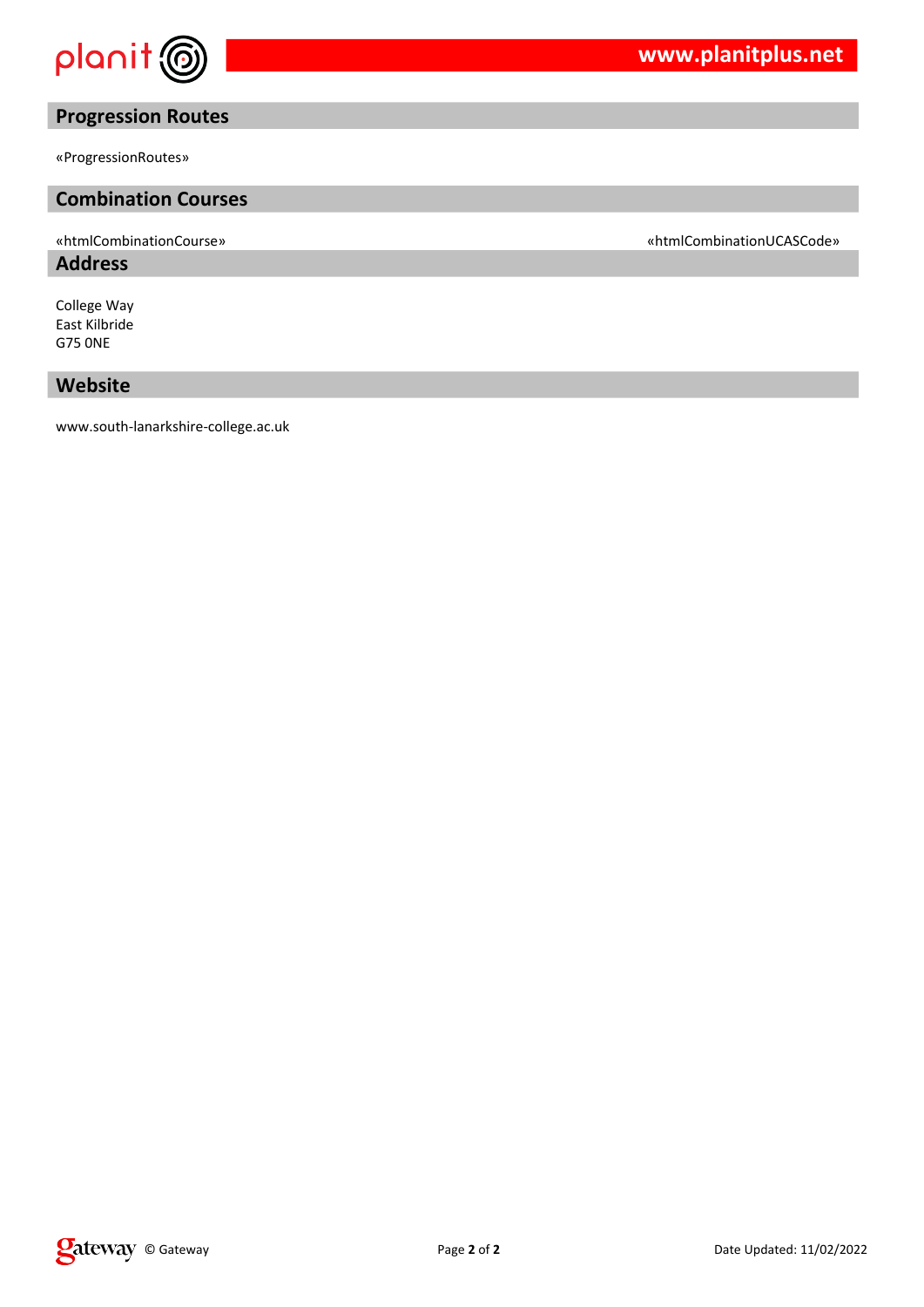## Progression Routes

«ProgressionRoutes»

## Combination Courses

«htmlCombinationCourse» «htmlCombinationUCASCode»

## Address

College Way
East Kilbride
G75 0NE

## Website

www.south-lanarkshire-college.ac.uk